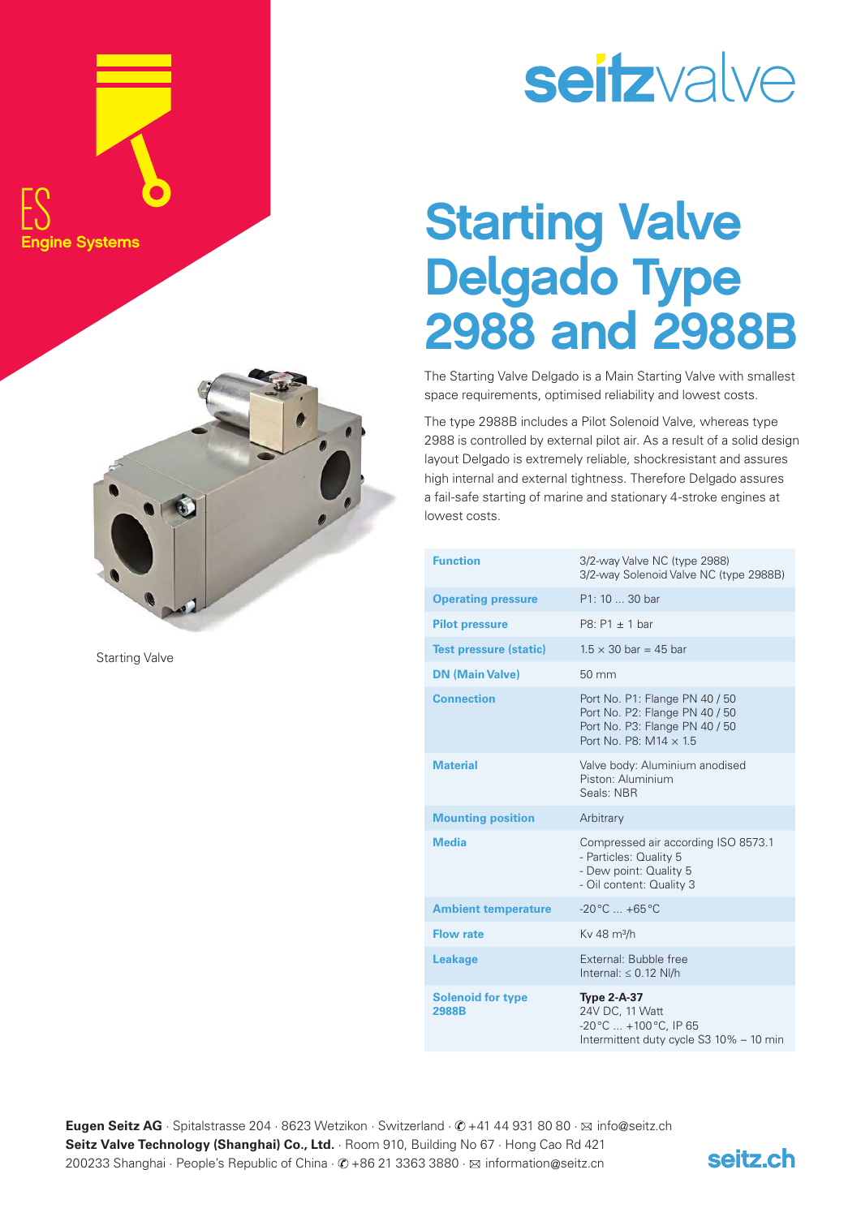ES
Engine Systems

seitzvalve

# Starting Valve Delgado Type 2988 and 2988B

The Starting Valve Delgado is a Main Starting Valve with smallest space requirements, optimised reliability and lowest costs.

The type 2988B includes a Pilot Solenoid Valve, whereas type 2988 is controlled by external pilot air. As a result of a solid design layout Delgado is extremely reliable, shockresistant and assures high internal and external tightness. Therefore Delgado assures a fail-safe starting of marine and stationary 4-stroke engines at lowest costs.

Starting Valve

| | |
|---|---|
| **Function** | 3/2-way Valve NC (type 2988)<br>3/2-way Solenoid Valve NC (type 2988B) |
| **Operating pressure** | P1: 10 ... 30 bar |
| **Pilot pressure** | P8: P1 ± 1 bar |
| **Test pressure (static)** | 1.5 × 30 bar = 45 bar |
| **DN (Main Valve)** | 50 mm |
| **Connection** | Port No. P1: Flange PN 40 / 50<br>Port No. P2: Flange PN 40 / 50<br>Port No. P3: Flange PN 40 / 50<br>Port No. P8: M14 × 1.5 |
| **Material** | Valve body: Aluminium anodised<br>Piston: Aluminium<br>Seals: NBR |
| **Mounting position** | Arbitrary |
| **Media** | Compressed air according ISO 8573.1<br>- Particles: Quality 5<br>- Dew point: Quality 5<br>- Oil content: Quality 3 |
| **Ambient temperature** | -20 °C ... +65 °C |
| **Flow rate** | Kv 48 m³/h |
| **Leakage** | External: Bubble free<br>Internal: ≤ 0.12 Nl/h |
| **Solenoid for type 2988B** | **Type 2-A-37**<br>24V DC, 11 Watt<br>-20 °C ... +100 °C, IP 65<br>Intermittent duty cycle S3 10% – 10 min |

**Eugen Seitz AG** · Spitalstrasse 204 · 8623 Wetzikon · Switzerland · ✆ +41 44 931 80 80 · ✉ info@seitz.ch
**Seitz Valve Technology (Shanghai) Co., Ltd.** · Room 910, Building No 67 · Hong Cao Rd 421
200233 Shanghai · People's Republic of China · ✆ +86 21 3363 3880 · ✉ information@seitz.cn

seitz.ch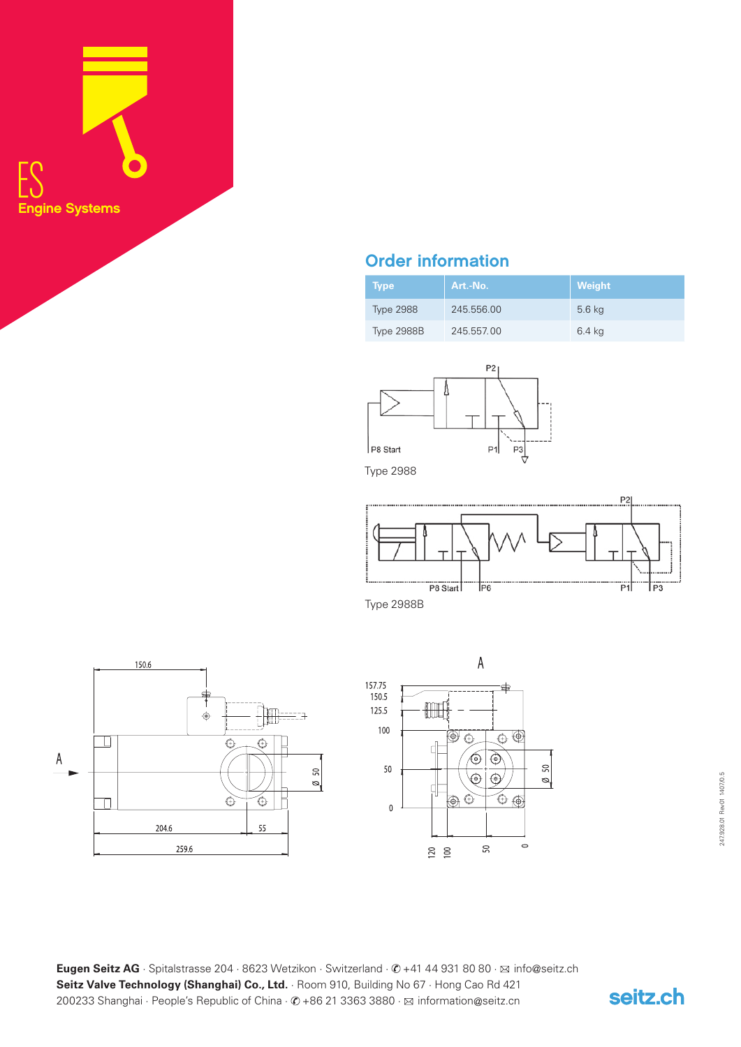ES
Engine Systems

## Order information

| Type | Art.-No. | Weight |
|---|---|---|
| Type 2988 | 245.556.00 | 5.6 kg |
| Type 2988B | 245.557.00 | 6.4 kg |

P2
P8 Start
P1
P3

Type 2988

P2
P8 Start
P6
P1
P3

Type 2988B

150.6
A
Ø 50
204.6
55
259.6

A
157.75
150.5
125.5
100
50
0
Ø 50
120
100
50
0

**Eugen Seitz AG** · Spitalstrasse 204 · 8623 Wetzikon · Switzerland · ✆ +41 44 931 80 80 · ✉ info@seitz.ch
**Seitz Valve Technology (Shanghai) Co., Ltd.** · Room 910, Building No 67 · Hong Cao Rd 421
200233 Shanghai · People's Republic of China · ✆ +86 21 3363 3880 · ✉ information@seitz.cn

seitz.ch